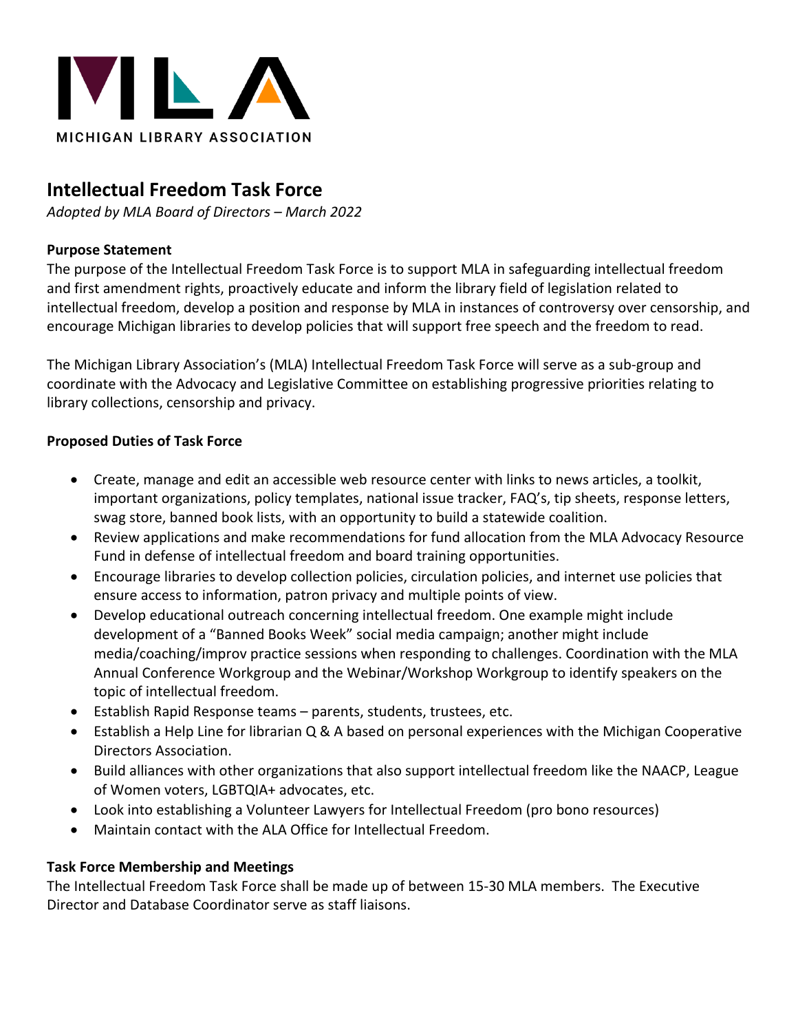MICHIGAN LIBRARY ASSOCIATION

## Intellectual Freedom Task Force

*Adopted by MLA Board of Directors – March 2022*

**Purpose Statement**

The purpose of the Intellectual Freedom Task Force is to support MLA in safeguarding intellectual freedom and first amendment rights, proactively educate and inform the library field of legislation related to intellectual freedom, develop a position and response by MLA in instances of controversy over censorship, and encourage Michigan libraries to develop policies that will support free speech and the freedom to read.

The Michigan Library Association's (MLA) Intellectual Freedom Task Force will serve as a sub-group and coordinate with the Advocacy and Legislative Committee on establishing progressive priorities relating to library collections, censorship and privacy.

**Proposed Duties of Task Force**

- Create, manage and edit an accessible web resource center with links to news articles, a toolkit, important organizations, policy templates, national issue tracker, FAQ's, tip sheets, response letters, swag store, banned book lists, with an opportunity to build a statewide coalition.
- Review applications and make recommendations for fund allocation from the MLA Advocacy Resource Fund in defense of intellectual freedom and board training opportunities.
- Encourage libraries to develop collection policies, circulation policies, and internet use policies that ensure access to information, patron privacy and multiple points of view.
- Develop educational outreach concerning intellectual freedom. One example might include development of a "Banned Books Week" social media campaign; another might include media/coaching/improv practice sessions when responding to challenges. Coordination with the MLA Annual Conference Workgroup and the Webinar/Workshop Workgroup to identify speakers on the topic of intellectual freedom.
- Establish Rapid Response teams – parents, students, trustees, etc.
- Establish a Help Line for librarian Q & A based on personal experiences with the Michigan Cooperative Directors Association.
- Build alliances with other organizations that also support intellectual freedom like the NAACP, League of Women voters, LGBTQIA+ advocates, etc.
- Look into establishing a Volunteer Lawyers for Intellectual Freedom (pro bono resources)
- Maintain contact with the ALA Office for Intellectual Freedom.

**Task Force Membership and Meetings**

The Intellectual Freedom Task Force shall be made up of between 15-30 MLA members. The Executive Director and Database Coordinator serve as staff liaisons.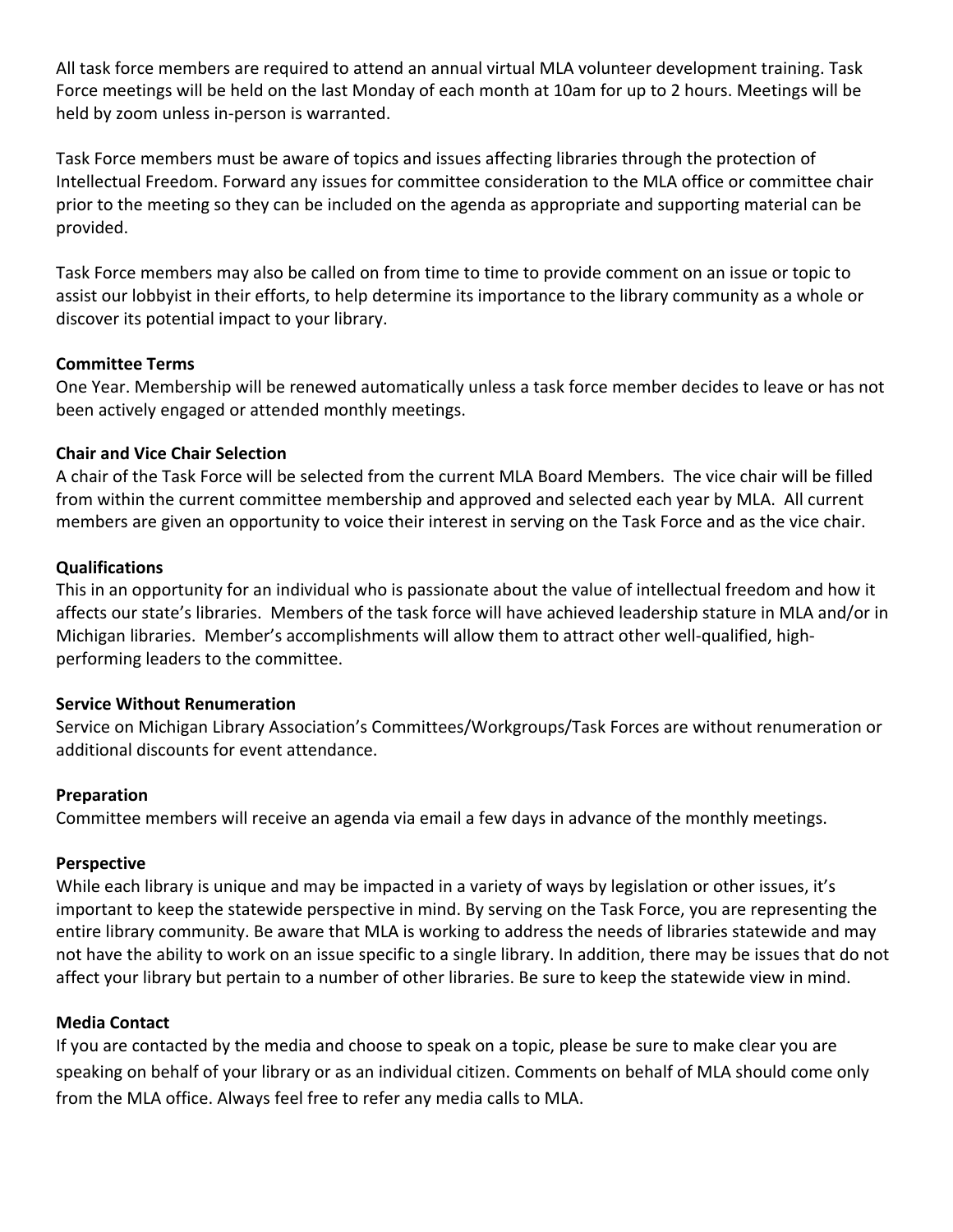All task force members are required to attend an annual virtual MLA volunteer development training. Task Force meetings will be held on the last Monday of each month at 10am for up to 2 hours. Meetings will be held by zoom unless in-person is warranted.

Task Force members must be aware of topics and issues affecting libraries through the protection of Intellectual Freedom. Forward any issues for committee consideration to the MLA office or committee chair prior to the meeting so they can be included on the agenda as appropriate and supporting material can be provided.

Task Force members may also be called on from time to time to provide comment on an issue or topic to assist our lobbyist in their efforts, to help determine its importance to the library community as a whole or discover its potential impact to your library.

**Committee Terms**

One Year. Membership will be renewed automatically unless a task force member decides to leave or has not been actively engaged or attended monthly meetings.

**Chair and Vice Chair Selection**

A chair of the Task Force will be selected from the current MLA Board Members. The vice chair will be filled from within the current committee membership and approved and selected each year by MLA. All current members are given an opportunity to voice their interest in serving on the Task Force and as the vice chair.

**Qualifications**

This in an opportunity for an individual who is passionate about the value of intellectual freedom and how it affects our state's libraries. Members of the task force will have achieved leadership stature in MLA and/or in Michigan libraries. Member's accomplishments will allow them to attract other well-qualified, high-performing leaders to the committee.

**Service Without Renumeration**

Service on Michigan Library Association's Committees/Workgroups/Task Forces are without renumeration or additional discounts for event attendance.

**Preparation**

Committee members will receive an agenda via email a few days in advance of the monthly meetings.

**Perspective**

While each library is unique and may be impacted in a variety of ways by legislation or other issues, it's important to keep the statewide perspective in mind. By serving on the Task Force, you are representing the entire library community. Be aware that MLA is working to address the needs of libraries statewide and may not have the ability to work on an issue specific to a single library. In addition, there may be issues that do not affect your library but pertain to a number of other libraries. Be sure to keep the statewide view in mind.

**Media Contact**

If you are contacted by the media and choose to speak on a topic, please be sure to make clear you are speaking on behalf of your library or as an individual citizen. Comments on behalf of MLA should come only from the MLA office. Always feel free to refer any media calls to MLA.